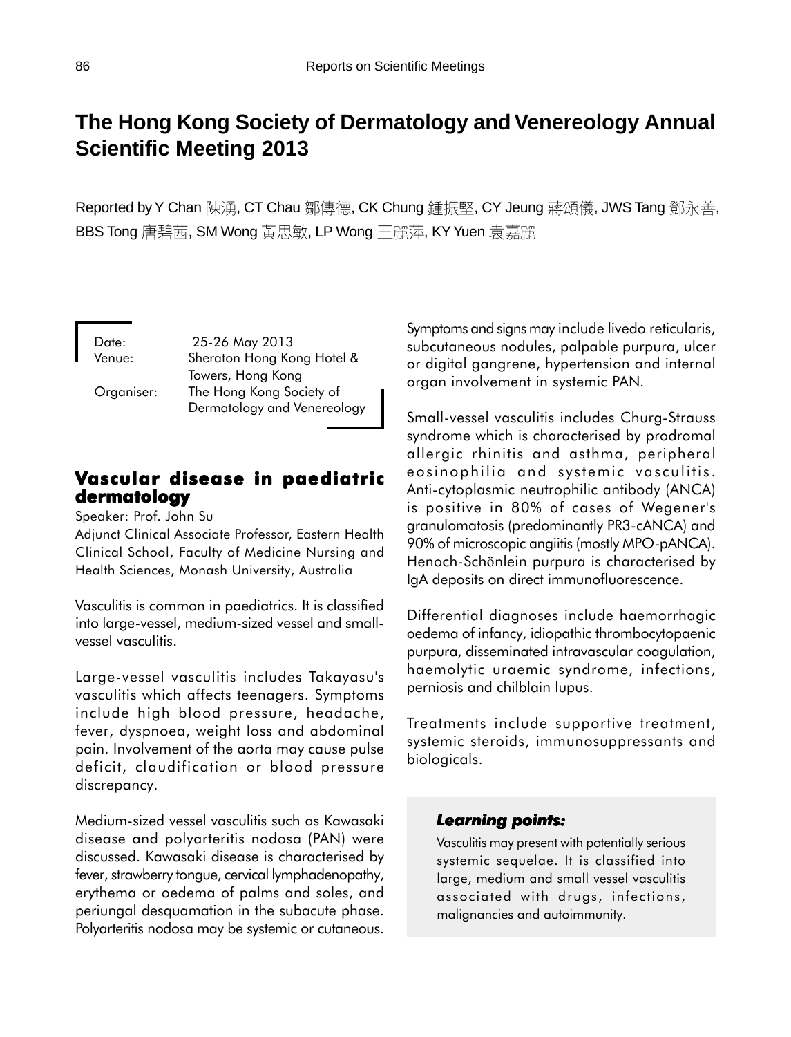# The Hong Kong Society of Dermatology and Venereology Annual Scientific Meeting 2013

Reported by Y Chan 陳湧, CT Chau 鄒傳德, CK Chung 鍾振堅, CY Jeung 蔣頌儀, JWS Tang 鄧永善, BBS Tong 唐碧茜, SM Wong 黃思敏, LP Wong 王麗萍, KY Yuen 袁嘉麗

Date: 25-26 May 2013
Venue: Sheraton Hong Kong Hotel & Towers, Hong Kong
Organiser: The Hong Kong Society of Dermatology and Venereology

## Vascular disease in paediatric dermatology

Speaker: Prof. John Su
Adjunct Clinical Associate Professor, Eastern Health Clinical School, Faculty of Medicine Nursing and Health Sciences, Monash University, Australia

Vasculitis is common in paediatrics. It is classified into large-vessel, medium-sized vessel and small-vessel vasculitis.

Large-vessel vasculitis includes Takayasu's vasculitis which affects teenagers. Symptoms include high blood pressure, headache, fever, dyspnoea, weight loss and abdominal pain. Involvement of the aorta may cause pulse deficit, claudification or blood pressure discrepancy.

Medium-sized vessel vasculitis such as Kawasaki disease and polyarteritis nodosa (PAN) were discussed. Kawasaki disease is characterised by fever, strawberry tongue, cervical lymphadenopathy, erythema or oedema of palms and soles, and periungal desquamation in the subacute phase. Polyarteritis nodosa may be systemic or cutaneous. Symptoms and signs may include livedo reticularis, subcutaneous nodules, palpable purpura, ulcer or digital gangrene, hypertension and internal organ involvement in systemic PAN.

Small-vessel vasculitis includes Churg-Strauss syndrome which is characterised by prodromal allergic rhinitis and asthma, peripheral eosinophilia and systemic vasculitis. Anti-cytoplasmic neutrophilic antibody (ANCA) is positive in 80% of cases of Wegener's granulomatosis (predominantly PR3-cANCA) and 90% of microscopic angiitis (mostly MPO-pANCA). Henoch-Schönlein purpura is characterised by IgA deposits on direct immunofluorescence.

Differential diagnoses include haemorrhagic oedema of infancy, idiopathic thrombocytopaenic purpura, disseminated intravascular coagulation, haemolytic uraemic syndrome, infections, perniosis and chilblain lupus.

Treatments include supportive treatment, systemic steroids, immunosuppressants and biologicals.

### *Learning points:*

Vasculitis may present with potentially serious systemic sequelae. It is classified into large, medium and small vessel vasculitis associated with drugs, infections, malignancies and autoimmunity.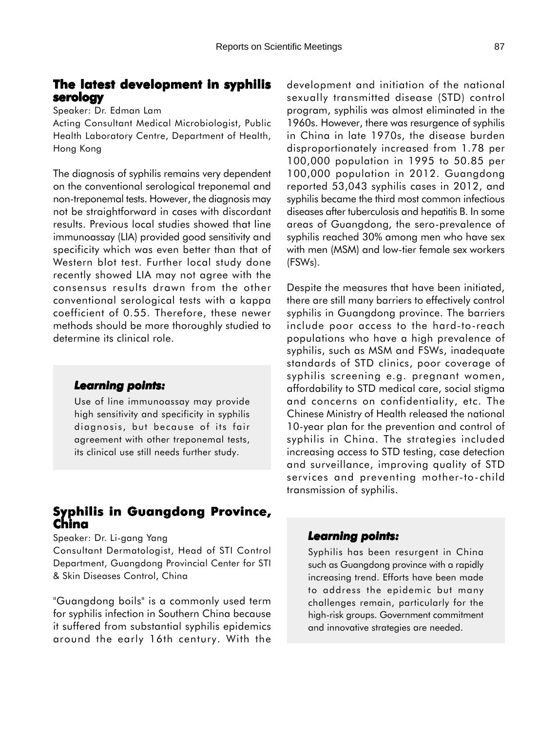## The latest development in syphilis serology

Speaker: Dr. Edman Lam

Acting Consultant Medical Microbiologist, Public Health Laboratory Centre, Department of Health, Hong Kong

The diagnosis of syphilis remains very dependent on the conventional serological treponemal and non-treponemal tests. However, the diagnosis may not be straightforward in cases with discordant results. Previous local studies showed that line immunoassay (LIA) provided good sensitivity and specificity which was even better than that of Western blot test. Further local study done recently showed LIA may not agree with the consensus results drawn from the other conventional serological tests with a kappa coefficient of 0.55. Therefore, these newer methods should be more thoroughly studied to determine its clinical role.

> ***Learning points:***
>
> Use of line immunoassay may provide high sensitivity and specificity in syphilis diagnosis, but because of its fair agreement with other treponemal tests, its clinical use still needs further study.

## Syphilis in Guangdong Province, China

Speaker: Dr. Li-gang Yang

Consultant Dermatologist, Head of STI Control Department, Guangdong Provincial Center for STI & Skin Diseases Control, China

"Guangdong boils" is a commonly used term for syphilis infection in Southern China because it suffered from substantial syphilis epidemics around the early 16th century. With the development and initiation of the national sexually transmitted disease (STD) control program, syphilis was almost eliminated in the 1960s. However, there was resurgence of syphilis in China in late 1970s, the disease burden disproportionately increased from 1.78 per 100,000 population in 1995 to 50.85 per 100,000 population in 2012. Guangdong reported 53,043 syphilis cases in 2012, and syphilis became the third most common infectious diseases after tuberculosis and hepatitis B. In some areas of Guangdong, the sero-prevalence of syphilis reached 30% among men who have sex with men (MSM) and low-tier female sex workers (FSWs).

Despite the measures that have been initiated, there are still many barriers to effectively control syphilis in Guangdong province. The barriers include poor access to the hard-to-reach populations who have a high prevalence of syphilis, such as MSM and FSWs, inadequate standards of STD clinics, poor coverage of syphilis screening e.g. pregnant women, affordability to STD medical care, social stigma and concerns on confidentiality, etc. The Chinese Ministry of Health released the national 10-year plan for the prevention and control of syphilis in China. The strategies included increasing access to STD testing, case detection and surveillance, improving quality of STD services and preventing mother-to-child transmission of syphilis.

> ***Learning points:***
>
> Syphilis has been resurgent in China such as Guangdong province with a rapidly increasing trend. Efforts have been made to address the epidemic but many challenges remain, particularly for the high-risk groups. Government commitment and innovative strategies are needed.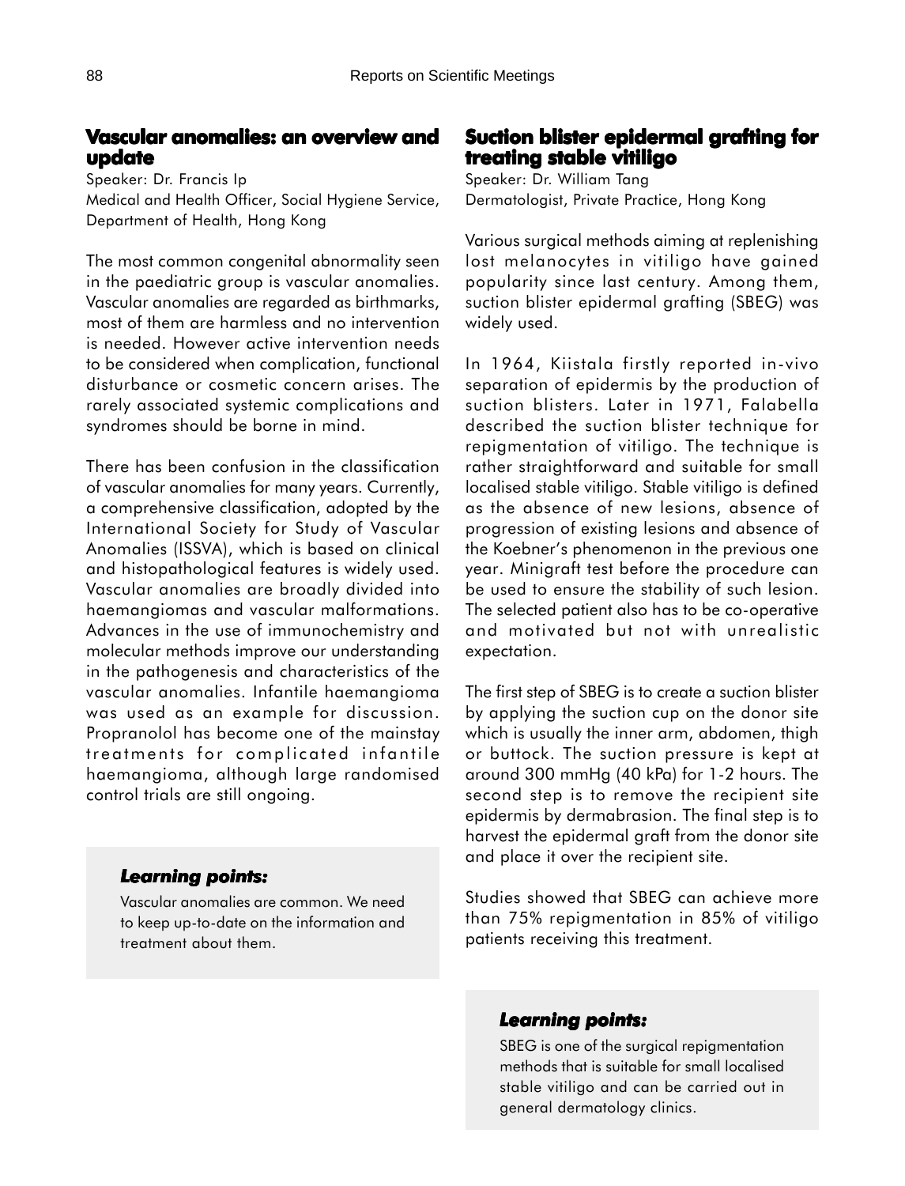## Vascular anomalies: an overview and update

Speaker: Dr. Francis Ip

Medical and Health Officer, Social Hygiene Service, Department of Health, Hong Kong

The most common congenital abnormality seen in the paediatric group is vascular anomalies. Vascular anomalies are regarded as birthmarks, most of them are harmless and no intervention is needed. However active intervention needs to be considered when complication, functional disturbance or cosmetic concern arises. The rarely associated systemic complications and syndromes should be borne in mind.

There has been confusion in the classification of vascular anomalies for many years. Currently, a comprehensive classification, adopted by the International Society for Study of Vascular Anomalies (ISSVA), which is based on clinical and histopathological features is widely used. Vascular anomalies are broadly divided into haemangiomas and vascular malformations. Advances in the use of immunochemistry and molecular methods improve our understanding in the pathogenesis and characteristics of the vascular anomalies. Infantile haemangioma was used as an example for discussion. Propranolol has become one of the mainstay treatments for complicated infantile haemangioma, although large randomised control trials are still ongoing.

### *Learning points:*

Vascular anomalies are common. We need to keep up-to-date on the information and treatment about them.

## Suction blister epidermal grafting for treating stable vitiligo

Speaker: Dr. William Tang

Dermatologist, Private Practice, Hong Kong

Various surgical methods aiming at replenishing lost melanocytes in vitiligo have gained popularity since last century. Among them, suction blister epidermal grafting (SBEG) was widely used.

In 1964, Kiistala firstly reported in-vivo separation of epidermis by the production of suction blisters. Later in 1971, Falabella described the suction blister technique for repigmentation of vitiligo. The technique is rather straightforward and suitable for small localised stable vitiligo. Stable vitiligo is defined as the absence of new lesions, absence of progression of existing lesions and absence of the Koebner's phenomenon in the previous one year. Minigraft test before the procedure can be used to ensure the stability of such lesion. The selected patient also has to be co-operative and motivated but not with unrealistic expectation.

The first step of SBEG is to create a suction blister by applying the suction cup on the donor site which is usually the inner arm, abdomen, thigh or buttock. The suction pressure is kept at around 300 mmHg (40 kPa) for 1-2 hours. The second step is to remove the recipient site epidermis by dermabrasion. The final step is to harvest the epidermal graft from the donor site and place it over the recipient site.

Studies showed that SBEG can achieve more than 75% repigmentation in 85% of vitiligo patients receiving this treatment.

### *Learning points:*

SBEG is one of the surgical repigmentation methods that is suitable for small localised stable vitiligo and can be carried out in general dermatology clinics.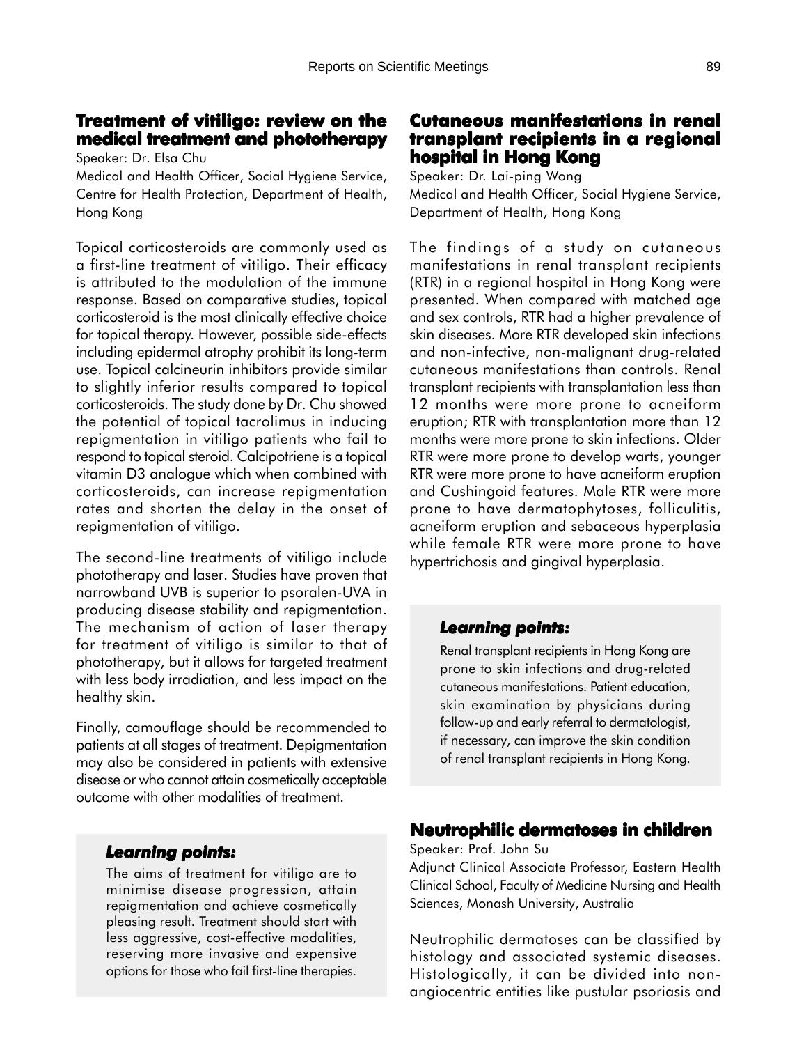## Treatment of vitiligo: review on the medical treatment and phototherapy

Speaker: Dr. Elsa Chu

Medical and Health Officer, Social Hygiene Service, Centre for Health Protection, Department of Health, Hong Kong

Topical corticosteroids are commonly used as a first-line treatment of vitiligo. Their efficacy is attributed to the modulation of the immune response. Based on comparative studies, topical corticosteroid is the most clinically effective choice for topical therapy. However, possible side-effects including epidermal atrophy prohibit its long-term use. Topical calcineurin inhibitors provide similar to slightly inferior results compared to topical corticosteroids. The study done by Dr. Chu showed the potential of topical tacrolimus in inducing repigmentation in vitiligo patients who fail to respond to topical steroid. Calcipotriene is a topical vitamin D3 analogue which when combined with corticosteroids, can increase repigmentation rates and shorten the delay in the onset of repigmentation of vitiligo.

The second-line treatments of vitiligo include phototherapy and laser. Studies have proven that narrowband UVB is superior to psoralen-UVA in producing disease stability and repigmentation. The mechanism of action of laser therapy for treatment of vitiligo is similar to that of phototherapy, but it allows for targeted treatment with less body irradiation, and less impact on the healthy skin.

Finally, camouflage should be recommended to patients at all stages of treatment. Depigmentation may also be considered in patients with extensive disease or who cannot attain cosmetically acceptable outcome with other modalities of treatment.

***Learning points:***

The aims of treatment for vitiligo are to minimise disease progression, attain repigmentation and achieve cosmetically pleasing result. Treatment should start with less aggressive, cost-effective modalities, reserving more invasive and expensive options for those who fail first-line therapies.

## Cutaneous manifestations in renal transplant recipients in a regional hospital in Hong Kong

Speaker: Dr. Lai-ping Wong

Medical and Health Officer, Social Hygiene Service, Department of Health, Hong Kong

The findings of a study on cutaneous manifestations in renal transplant recipients (RTR) in a regional hospital in Hong Kong were presented. When compared with matched age and sex controls, RTR had a higher prevalence of skin diseases. More RTR developed skin infections and non-infective, non-malignant drug-related cutaneous manifestations than controls. Renal transplant recipients with transplantation less than 12 months were more prone to acneiform eruption; RTR with transplantation more than 12 months were more prone to skin infections. Older RTR were more prone to develop warts, younger RTR were more prone to have acneiform eruption and Cushingoid features. Male RTR were more prone to have dermatophytoses, folliculitis, acneiform eruption and sebaceous hyperplasia while female RTR were more prone to have hypertrichosis and gingival hyperplasia.

***Learning points:***

Renal transplant recipients in Hong Kong are prone to skin infections and drug-related cutaneous manifestations. Patient education, skin examination by physicians during follow-up and early referral to dermatologist, if necessary, can improve the skin condition of renal transplant recipients in Hong Kong.

## Neutrophilic dermatoses in children

Speaker: Prof. John Su

Adjunct Clinical Associate Professor, Eastern Health Clinical School, Faculty of Medicine Nursing and Health Sciences, Monash University, Australia

Neutrophilic dermatoses can be classified by histology and associated systemic diseases. Histologically, it can be divided into non-angiocentric entities like pustular psoriasis and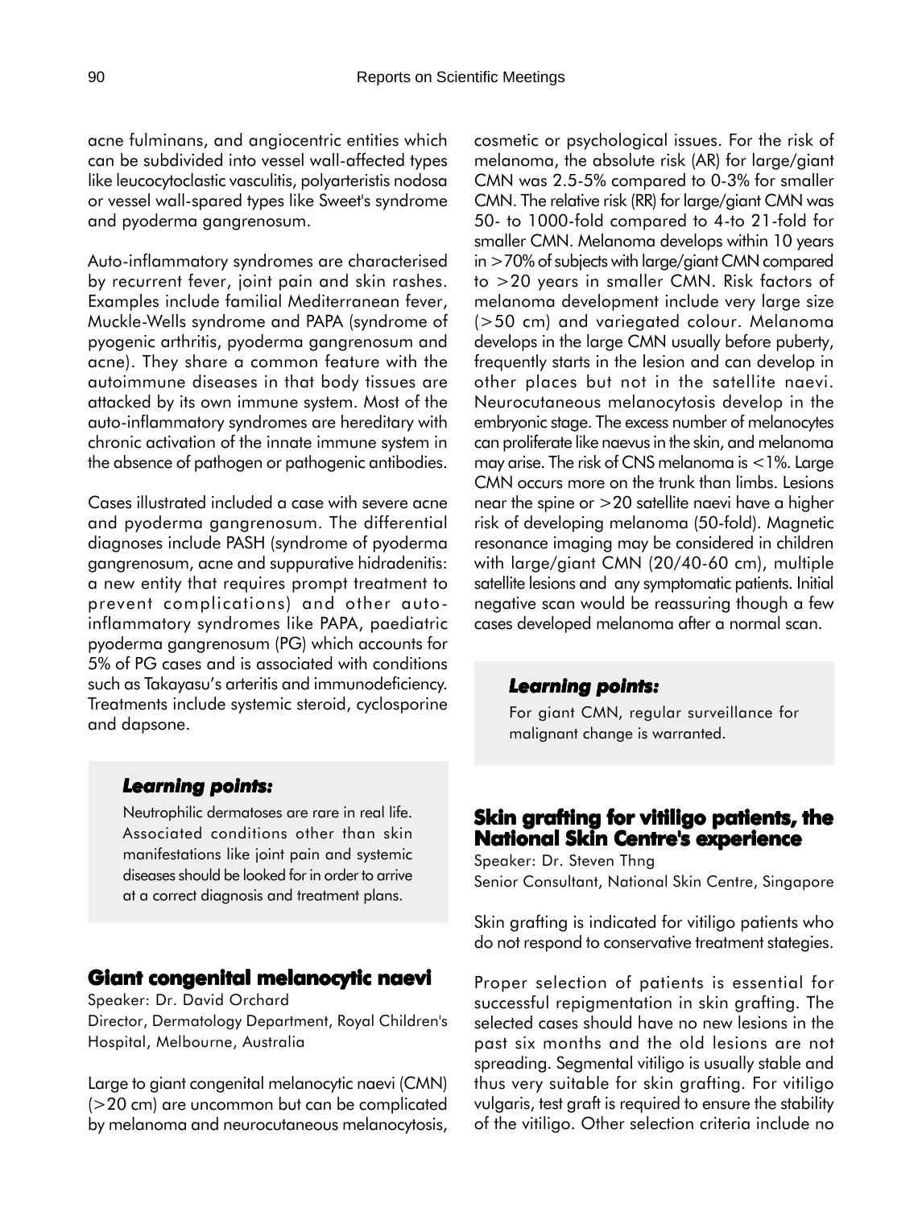acne fulminans, and angiocentric entities which can be subdivided into vessel wall-affected types like leucocytoclastic vasculitis, polyarteristis nodosa or vessel wall-spared types like Sweet's syndrome and pyoderma gangrenosum.

Auto-inflammatory syndromes are characterised by recurrent fever, joint pain and skin rashes. Examples include familial Mediterranean fever, Muckle-Wells syndrome and PAPA (syndrome of pyogenic arthritis, pyoderma gangrenosum and acne). They share a common feature with the autoimmune diseases in that body tissues are attacked by its own immune system. Most of the auto-inflammatory syndromes are hereditary with chronic activation of the innate immune system in the absence of pathogen or pathogenic antibodies.

Cases illustrated included a case with severe acne and pyoderma gangrenosum. The differential diagnoses include PASH (syndrome of pyoderma gangrenosum, acne and suppurative hidradenitis: a new entity that requires prompt treatment to prevent complications) and other auto-inflammatory syndromes like PAPA, paediatric pyoderma gangrenosum (PG) which accounts for 5% of PG cases and is associated with conditions such as Takayasu's arteritis and immunodeficiency. Treatments include systemic steroid, cyclosporine and dapsone.

> ***Learning points:***
>
> Neutrophilic dermatoses are rare in real life. Associated conditions other than skin manifestations like joint pain and systemic diseases should be looked for in order to arrive at a correct diagnosis and treatment plans.

## Giant congenital melanocytic naevi

Speaker: Dr. David Orchard
Director, Dermatology Department, Royal Children's Hospital, Melbourne, Australia

Large to giant congenital melanocytic naevi (CMN) (>20 cm) are uncommon but can be complicated by melanoma and neurocutaneous melanocytosis, cosmetic or psychological issues. For the risk of melanoma, the absolute risk (AR) for large/giant CMN was 2.5-5% compared to 0-3% for smaller CMN. The relative risk (RR) for large/giant CMN was 50- to 1000-fold compared to 4-to 21-fold for smaller CMN. Melanoma develops within 10 years in >70% of subjects with large/giant CMN compared to >20 years in smaller CMN. Risk factors of melanoma development include very large size (>50 cm) and variegated colour. Melanoma develops in the large CMN usually before puberty, frequently starts in the lesion and can develop in other places but not in the satellite naevi. Neurocutaneous melanocytosis develop in the embryonic stage. The excess number of melanocytes can proliferate like naevus in the skin, and melanoma may arise. The risk of CNS melanoma is <1%. Large CMN occurs more on the trunk than limbs. Lesions near the spine or >20 satellite naevi have a higher risk of developing melanoma (50-fold). Magnetic resonance imaging may be considered in children with large/giant CMN (20/40-60 cm), multiple satellite lesions and any symptomatic patients. Initial negative scan would be reassuring though a few cases developed melanoma after a normal scan.

> ***Learning points:***
>
> For giant CMN, regular surveillance for malignant change is warranted.

## Skin grafting for vitiligo patients, the National Skin Centre's experience

Speaker: Dr. Steven Thng
Senior Consultant, National Skin Centre, Singapore

Skin grafting is indicated for vitiligo patients who do not respond to conservative treatment stategies.

Proper selection of patients is essential for successful repigmentation in skin grafting. The selected cases should have no new lesions in the past six months and the old lesions are not spreading. Segmental vitiligo is usually stable and thus very suitable for skin grafting. For vitiligo vulgaris, test graft is required to ensure the stability of the vitiligo. Other selection criteria include no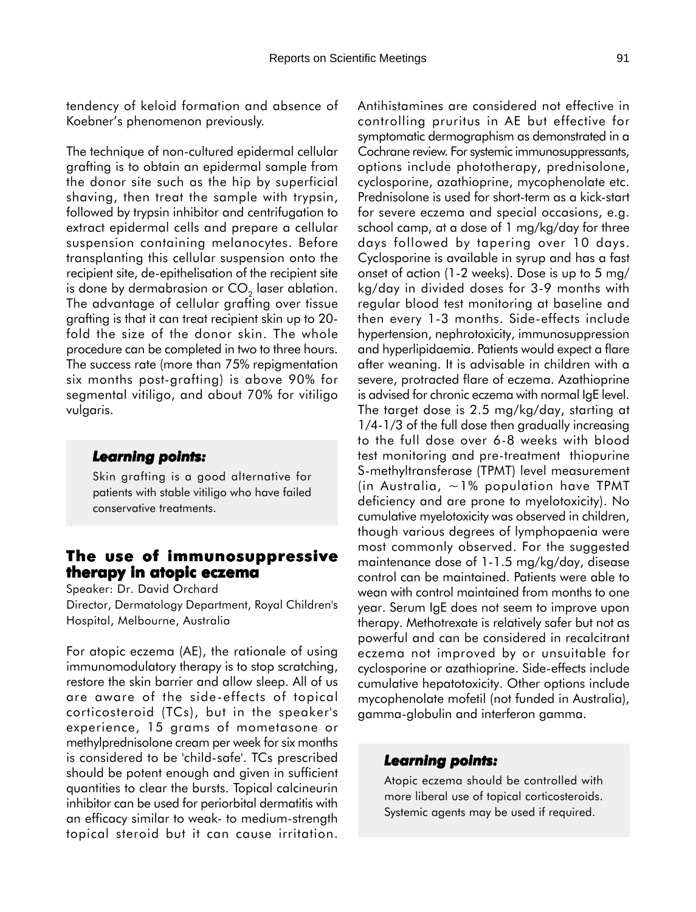tendency of keloid formation and absence of Koebner's phenomenon previously.

The technique of non-cultured epidermal cellular grafting is to obtain an epidermal sample from the donor site such as the hip by superficial shaving, then treat the sample with trypsin, followed by trypsin inhibitor and centrifugation to extract epidermal cells and prepare a cellular suspension containing melanocytes. Before transplanting this cellular suspension onto the recipient site, de-epithelisation of the recipient site is done by dermabrasion or $CO_2$ laser ablation. The advantage of cellular grafting over tissue grafting is that it can treat recipient skin up to 20-fold the size of the donor skin. The whole procedure can be completed in two to three hours. The success rate (more than 75% repigmentation six months post-grafting) is above 90% for segmental vitiligo, and about 70% for vitiligo vulgaris.

> ***Learning points:***
>
> Skin grafting is a good alternative for patients with stable vitiligo who have failed conservative treatments.

## The use of immunosuppressive therapy in atopic eczema

Speaker: Dr. David Orchard
Director, Dermatology Department, Royal Children's Hospital, Melbourne, Australia

For atopic eczema (AE), the rationale of using immunomodulatory therapy is to stop scratching, restore the skin barrier and allow sleep. All of us are aware of the side-effects of topical corticosteroid (TCs), but in the speaker's experience, 15 grams of mometasone or methylprednisolone cream per week for six months is considered to be 'child-safe'. TCs prescribed should be potent enough and given in sufficient quantities to clear the bursts. Topical calcineurin inhibitor can be used for periorbital dermatitis with an efficacy similar to weak- to medium-strength topical steroid but it can cause irritation. Antihistamines are considered not effective in controlling pruritus in AE but effective for symptomatic dermographism as demonstrated in a Cochrane review. For systemic immunosuppressants, options include phototherapy, prednisolone, cyclosporine, azathioprine, mycophenolate etc. Prednisolone is used for short-term as a kick-start for severe eczema and special occasions, e.g. school camp, at a dose of 1 mg/kg/day for three days followed by tapering over 10 days. Cyclosporine is available in syrup and has a fast onset of action (1-2 weeks). Dose is up to 5 mg/kg/day in divided doses for 3-9 months with regular blood test monitoring at baseline and then every 1-3 months. Side-effects include hypertension, nephrotoxicity, immunosuppression and hyperlipidaemia. Patients would expect a flare after weaning. It is advisable in children with a severe, protracted flare of eczema. Azathioprine is advised for chronic eczema with normal IgE level. The target dose is 2.5 mg/kg/day, starting at 1/4-1/3 of the full dose then gradually increasing to the full dose over 6-8 weeks with blood test monitoring and pre-treatment thiopurine S-methyltransferase (TPMT) level measurement (in Australia, ~1% population have TPMT deficiency and are prone to myelotoxicity). No cumulative myelotoxicity was observed in children, though various degrees of lymphopaenia were most commonly observed. For the suggested maintenance dose of 1-1.5 mg/kg/day, disease control can be maintained. Patients were able to wean with control maintained from months to one year. Serum IgE does not seem to improve upon therapy. Methotrexate is relatively safer but not as powerful and can be considered in recalcitrant eczema not improved by or unsuitable for cyclosporine or azathioprine. Side-effects include cumulative hepatotoxicity. Other options include mycophenolate mofetil (not funded in Australia), gamma-globulin and interferon gamma.

> ***Learning points:***
>
> Atopic eczema should be controlled with more liberal use of topical corticosteroids. Systemic agents may be used if required.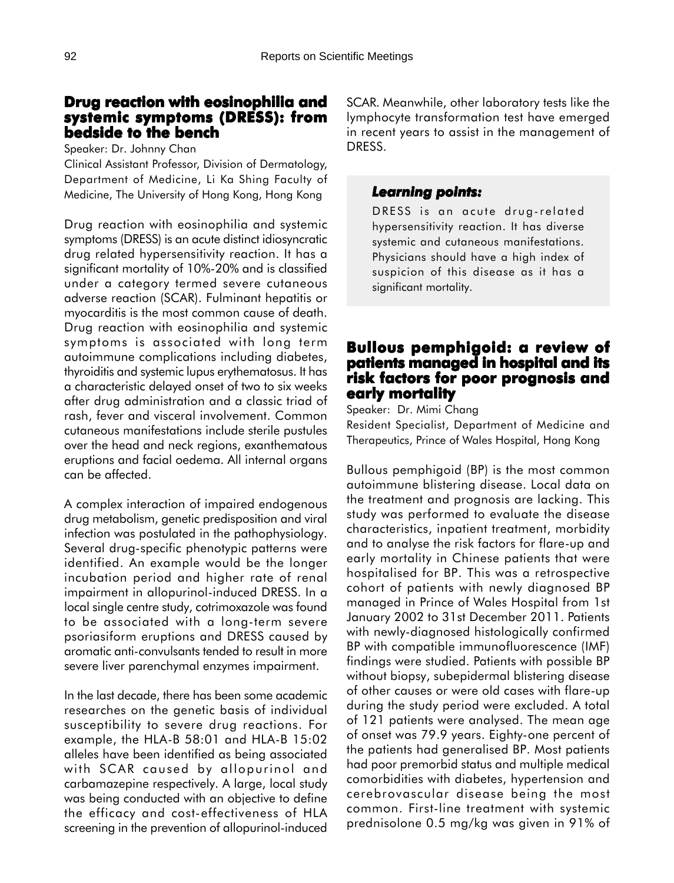## Drug reaction with eosinophilia and systemic symptoms (DRESS): from bedside to the bench

Speaker: Dr. Johnny Chan

Clinical Assistant Professor, Division of Dermatology, Department of Medicine, Li Ka Shing Faculty of Medicine, The University of Hong Kong, Hong Kong

Drug reaction with eosinophilia and systemic symptoms (DRESS) is an acute distinct idiosyncratic drug related hypersensitivity reaction. It has a significant mortality of 10%-20% and is classified under a category termed severe cutaneous adverse reaction (SCAR). Fulminant hepatitis or myocarditis is the most common cause of death. Drug reaction with eosinophilia and systemic symptoms is associated with long term autoimmune complications including diabetes, thyroiditis and systemic lupus erythematosus. It has a characteristic delayed onset of two to six weeks after drug administration and a classic triad of rash, fever and visceral involvement. Common cutaneous manifestations include sterile pustules over the head and neck regions, exanthematous eruptions and facial oedema. All internal organs can be affected.

A complex interaction of impaired endogenous drug metabolism, genetic predisposition and viral infection was postulated in the pathophysiology. Several drug-specific phenotypic patterns were identified. An example would be the longer incubation period and higher rate of renal impairment in allopurinol-induced DRESS. In a local single centre study, cotrimoxazole was found to be associated with a long-term severe psoriasiform eruptions and DRESS caused by aromatic anti-convulsants tended to result in more severe liver parenchymal enzymes impairment.

In the last decade, there has been some academic researches on the genetic basis of individual susceptibility to severe drug reactions. For example, the HLA-B 58:01 and HLA-B 15:02 alleles have been identified as being associated with SCAR caused by allopurinol and carbamazepine respectively. A large, local study was being conducted with an objective to define the efficacy and cost-effectiveness of HLA screening in the prevention of allopurinol-induced SCAR. Meanwhile, other laboratory tests like the lymphocyte transformation test have emerged in recent years to assist in the management of DRESS.

### *Learning points:*

DRESS is an acute drug-related hypersensitivity reaction. It has diverse systemic and cutaneous manifestations. Physicians should have a high index of suspicion of this disease as it has a significant mortality.

## Bullous pemphigoid: a review of patients managed in hospital and its risk factors for poor prognosis and early mortality

Speaker: Dr. Mimi Chang

Resident Specialist, Department of Medicine and Therapeutics, Prince of Wales Hospital, Hong Kong

Bullous pemphigoid (BP) is the most common autoimmune blistering disease. Local data on the treatment and prognosis are lacking. This study was performed to evaluate the disease characteristics, inpatient treatment, morbidity and to analyse the risk factors for flare-up and early mortality in Chinese patients that were hospitalised for BP. This was a retrospective cohort of patients with newly diagnosed BP managed in Prince of Wales Hospital from 1st January 2002 to 31st December 2011. Patients with newly-diagnosed histologically confirmed BP with compatible immunofluorescence (IMF) findings were studied. Patients with possible BP without biopsy, subepidermal blistering disease of other causes or were old cases with flare-up during the study period were excluded. A total of 121 patients were analysed. The mean age of onset was 79.9 years. Eighty-one percent of the patients had generalised BP. Most patients had poor premorbid status and multiple medical comorbidities with diabetes, hypertension and cerebrovascular disease being the most common. First-line treatment with systemic prednisolone 0.5 mg/kg was given in 91% of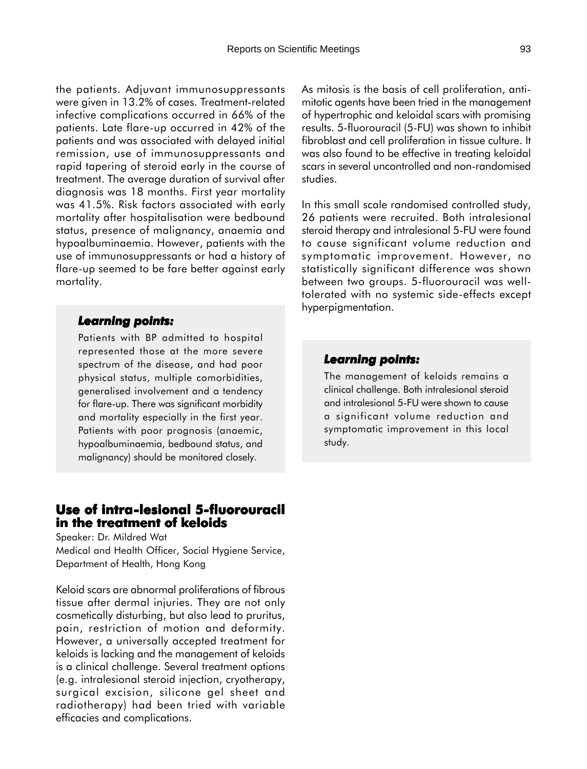the patients. Adjuvant immunosuppressants were given in 13.2% of cases. Treatment-related infective complications occurred in 66% of the patients. Late flare-up occurred in 42% of the patients and was associated with delayed initial remission, use of immunosuppressants and rapid tapering of steroid early in the course of treatment. The average duration of survival after diagnosis was 18 months. First year mortality was 41.5%. Risk factors associated with early mortality after hospitalisation were bedbound status, presence of malignancy, anaemia and hypoalbuminaemia. However, patients with the use of immunosuppressants or had a history of flare-up seemed to be fare better against early mortality.

***Learning points:***

Patients with BP admitted to hospital represented those at the more severe spectrum of the disease, and had poor physical status, multiple comorbidities, generalised involvement and a tendency for flare-up. There was significant morbidity and mortality especially in the first year. Patients with poor prognosis (anaemic, hypoalbuminaemia, bedbound status, and malignancy) should be monitored closely.

## Use of intra-lesional 5-fluorouracil in the treatment of keloids

Speaker: Dr. Mildred Wat
Medical and Health Officer, Social Hygiene Service, Department of Health, Hong Kong

Keloid scars are abnormal proliferations of fibrous tissue after dermal injuries. They are not only cosmetically disturbing, but also lead to pruritus, pain, restriction of motion and deformity. However, a universally accepted treatment for keloids is lacking and the management of keloids is a clinical challenge. Several treatment options (e.g. intralesional steroid injection, cryotherapy, surgical excision, silicone gel sheet and radiotherapy) had been tried with variable efficacies and complications.

As mitosis is the basis of cell proliferation, anti-mitotic agents have been tried in the management of hypertrophic and keloidal scars with promising results. 5-fluorouracil (5-FU) was shown to inhibit fibroblast and cell proliferation in tissue culture. It was also found to be effective in treating keloidal scars in several uncontrolled and non-randomised studies.

In this small scale randomised controlled study, 26 patients were recruited. Both intralesional steroid therapy and intralesional 5-FU were found to cause significant volume reduction and symptomatic improvement. However, no statistically significant difference was shown between two groups. 5-fluorouracil was well-tolerated with no systemic side-effects except hyperpigmentation.

***Learning points:***

The management of keloids remains a clinical challenge. Both intralesional steroid and intralesional 5-FU were shown to cause a significant volume reduction and symptomatic improvement in this local study.